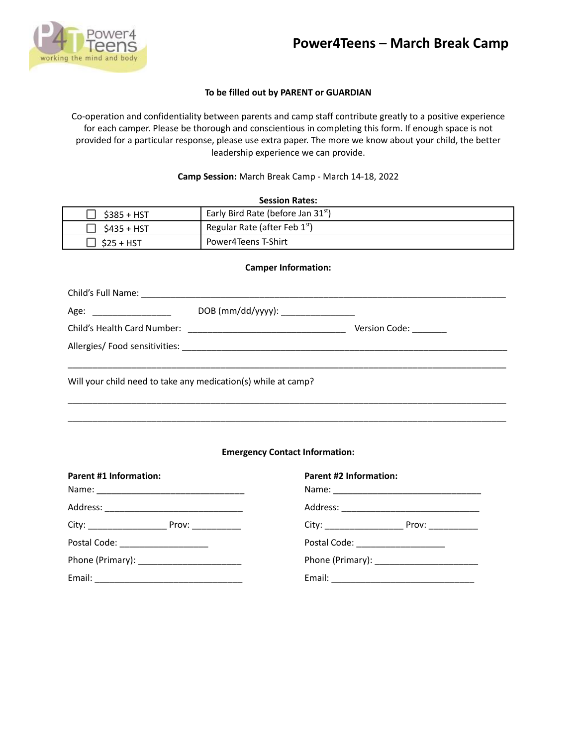# Power4Teens – March Break Camp

**To be filled out by PARENT or GUARDIAN**

Co-operation and confidentiality between parents and camp staff contribute greatly to a positive experience for each camper. Please be thorough and conscientious in completing this form. If enough space is not provided for a particular response, please use extra paper. The more we know about your child, the better leadership experience we can provide.

**Camp Session:** March Break Camp - March 14-18, 2022

**Session Rates:**

| | |
|---|---|
| ☐ $385 + HST | Early Bird Rate (before Jan 31st) |
| ☐ $435 + HST | Regular Rate (after Feb 1st) |
| ☐ $25 + HST | Power4Teens T-Shirt |

**Camper Information:**

Child's Full Name: ___________________________________________________________

Age: _______________ DOB (mm/dd/yyyy): ______________

Child's Health Card Number: ______________________________ Version Code: _______

Allergies/ Food sensitivities: ______________________________________________________

___________________________________________________________________________

Will your child need to take any medication(s) while at camp?

___________________________________________________________________________

___________________________________________________________________________

**Emergency Contact Information:**

**Parent #1 Information:**

Name: ____________________________

Address: ___________________________

City: _______________ Prov: __________

Postal Code: _________________

Phone (Primary): ____________________

Email: ____________________________

**Parent #2 Information:**

Name: ____________________________

Address: ___________________________

City: _______________ Prov: __________

Postal Code: _________________

Phone (Primary): ____________________

Email: ____________________________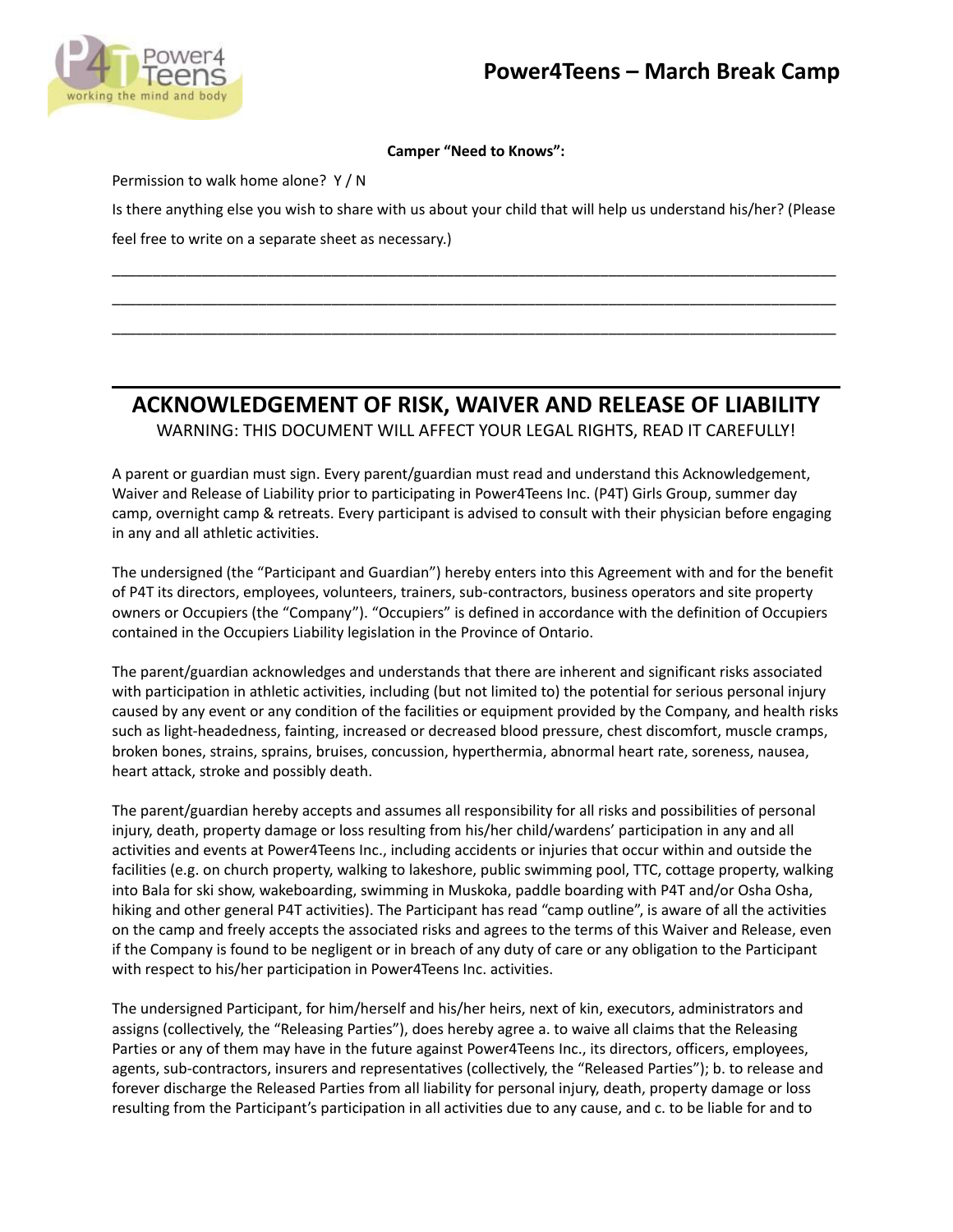**Camper "Need to Knows":**

Permission to walk home alone? Y / N

Is there anything else you wish to share with us about your child that will help us understand his/her? (Please feel free to write on a separate sheet as necessary.)

\_\_\_\_\_\_\_\_\_\_\_\_\_\_\_\_\_\_\_\_\_\_\_\_\_\_\_\_\_\_\_\_\_\_\_\_\_\_\_\_\_\_\_\_\_\_\_\_\_\_\_\_\_\_\_\_\_\_\_\_\_\_\_\_\_\_\_\_\_\_\_\_\_\_\_\_\_\_\_\_\_\_

\_\_\_\_\_\_\_\_\_\_\_\_\_\_\_\_\_\_\_\_\_\_\_\_\_\_\_\_\_\_\_\_\_\_\_\_\_\_\_\_\_\_\_\_\_\_\_\_\_\_\_\_\_\_\_\_\_\_\_\_\_\_\_\_\_\_\_\_\_\_\_\_\_\_\_\_\_\_\_\_\_\_

\_\_\_\_\_\_\_\_\_\_\_\_\_\_\_\_\_\_\_\_\_\_\_\_\_\_\_\_\_\_\_\_\_\_\_\_\_\_\_\_\_\_\_\_\_\_\_\_\_\_\_\_\_\_\_\_\_\_\_\_\_\_\_\_\_\_\_\_\_\_\_\_\_\_\_\_\_\_\_\_\_\_

---

# ACKNOWLEDGEMENT OF RISK, WAIVER AND RELEASE OF LIABILITY

WARNING: THIS DOCUMENT WILL AFFECT YOUR LEGAL RIGHTS, READ IT CAREFULLY!

A parent or guardian must sign. Every parent/guardian must read and understand this Acknowledgement, Waiver and Release of Liability prior to participating in Power4Teens Inc. (P4T) Girls Group, summer day camp, overnight camp & retreats. Every participant is advised to consult with their physician before engaging in any and all athletic activities.

The undersigned (the "Participant and Guardian") hereby enters into this Agreement with and for the benefit of P4T its directors, employees, volunteers, trainers, sub-contractors, business operators and site property owners or Occupiers (the "Company"). "Occupiers" is defined in accordance with the definition of Occupiers contained in the Occupiers Liability legislation in the Province of Ontario.

The parent/guardian acknowledges and understands that there are inherent and significant risks associated with participation in athletic activities, including (but not limited to) the potential for serious personal injury caused by any event or any condition of the facilities or equipment provided by the Company, and health risks such as light-headedness, fainting, increased or decreased blood pressure, chest discomfort, muscle cramps, broken bones, strains, sprains, bruises, concussion, hyperthermia, abnormal heart rate, soreness, nausea, heart attack, stroke and possibly death.

The parent/guardian hereby accepts and assumes all responsibility for all risks and possibilities of personal injury, death, property damage or loss resulting from his/her child/wardens' participation in any and all activities and events at Power4Teens Inc., including accidents or injuries that occur within and outside the facilities (e.g. on church property, walking to lakeshore, public swimming pool, TTC, cottage property, walking into Bala for ski show, wakeboarding, swimming in Muskoka, paddle boarding with P4T and/or Osha Osha, hiking and other general P4T activities). The Participant has read "camp outline", is aware of all the activities on the camp and freely accepts the associated risks and agrees to the terms of this Waiver and Release, even if the Company is found to be negligent or in breach of any duty of care or any obligation to the Participant with respect to his/her participation in Power4Teens Inc. activities.

The undersigned Participant, for him/herself and his/her heirs, next of kin, executors, administrators and assigns (collectively, the "Releasing Parties"), does hereby agree a. to waive all claims that the Releasing Parties or any of them may have in the future against Power4Teens Inc., its directors, officers, employees, agents, sub-contractors, insurers and representatives (collectively, the "Released Parties"); b. to release and forever discharge the Released Parties from all liability for personal injury, death, property damage or loss resulting from the Participant's participation in all activities due to any cause, and c. to be liable for and to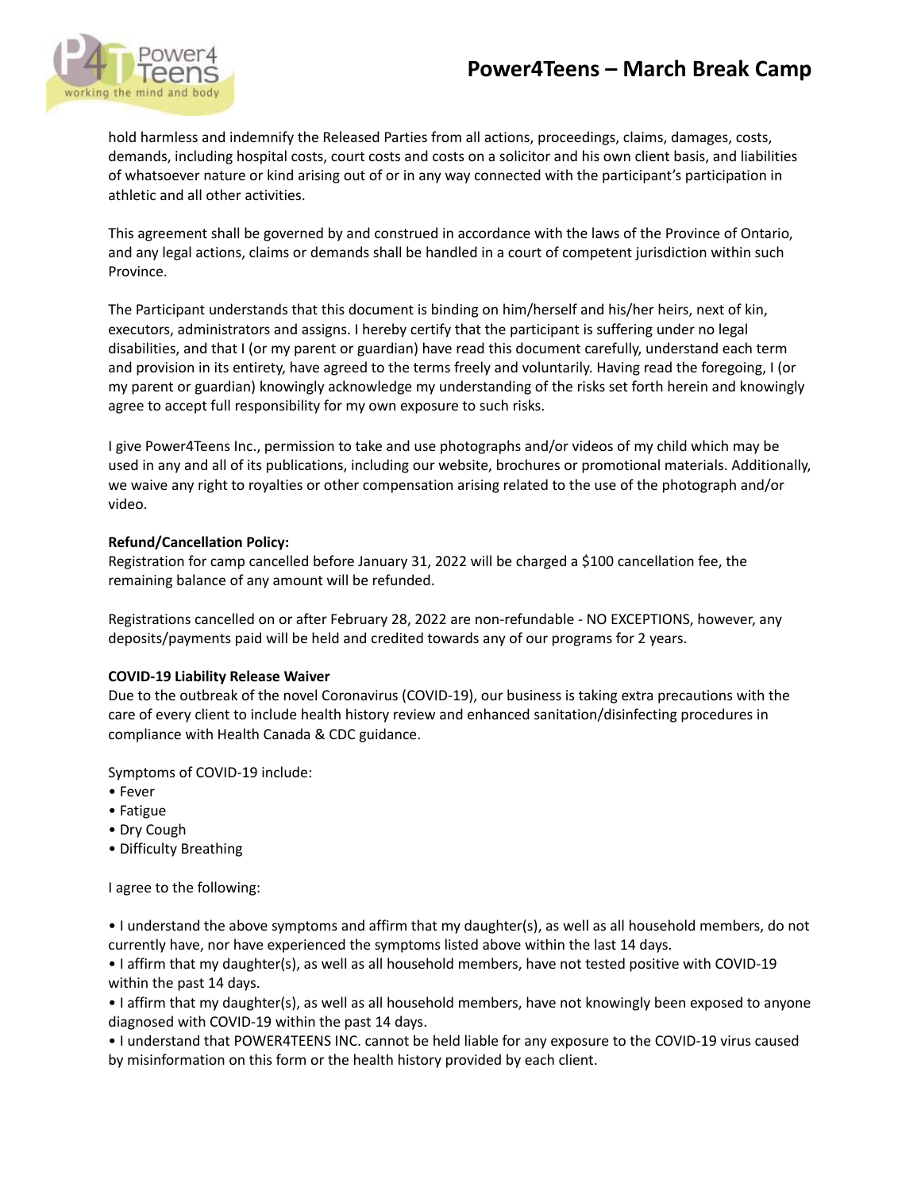hold harmless and indemnify the Released Parties from all actions, proceedings, claims, damages, costs, demands, including hospital costs, court costs and costs on a solicitor and his own client basis, and liabilities of whatsoever nature or kind arising out of or in any way connected with the participant's participation in athletic and all other activities.

This agreement shall be governed by and construed in accordance with the laws of the Province of Ontario, and any legal actions, claims or demands shall be handled in a court of competent jurisdiction within such Province.

The Participant understands that this document is binding on him/herself and his/her heirs, next of kin, executors, administrators and assigns. I hereby certify that the participant is suffering under no legal disabilities, and that I (or my parent or guardian) have read this document carefully, understand each term and provision in its entirety, have agreed to the terms freely and voluntarily. Having read the foregoing, I (or my parent or guardian) knowingly acknowledge my understanding of the risks set forth herein and knowingly agree to accept full responsibility for my own exposure to such risks.

I give Power4Teens Inc., permission to take and use photographs and/or videos of my child which may be used in any and all of its publications, including our website, brochures or promotional materials. Additionally, we waive any right to royalties or other compensation arising related to the use of the photograph and/or video.

**Refund/Cancellation Policy:**

Registration for camp cancelled before January 31, 2022 will be charged a $100 cancellation fee, the remaining balance of any amount will be refunded.

Registrations cancelled on or after February 28, 2022 are non-refundable - NO EXCEPTIONS, however, any deposits/payments paid will be held and credited towards any of our programs for 2 years.

**COVID-19 Liability Release Waiver**

Due to the outbreak of the novel Coronavirus (COVID-19), our business is taking extra precautions with the care of every client to include health history review and enhanced sanitation/disinfecting procedures in compliance with Health Canada & CDC guidance.

Symptoms of COVID-19 include:

- Fever
- Fatigue
- Dry Cough
- Difficulty Breathing

I agree to the following:

- I understand the above symptoms and affirm that my daughter(s), as well as all household members, do not currently have, nor have experienced the symptoms listed above within the last 14 days.
- I affirm that my daughter(s), as well as all household members, have not tested positive with COVID-19 within the past 14 days.
- I affirm that my daughter(s), as well as all household members, have not knowingly been exposed to anyone diagnosed with COVID-19 within the past 14 days.
- I understand that POWER4TEENS INC. cannot be held liable for any exposure to the COVID-19 virus caused by misinformation on this form or the health history provided by each client.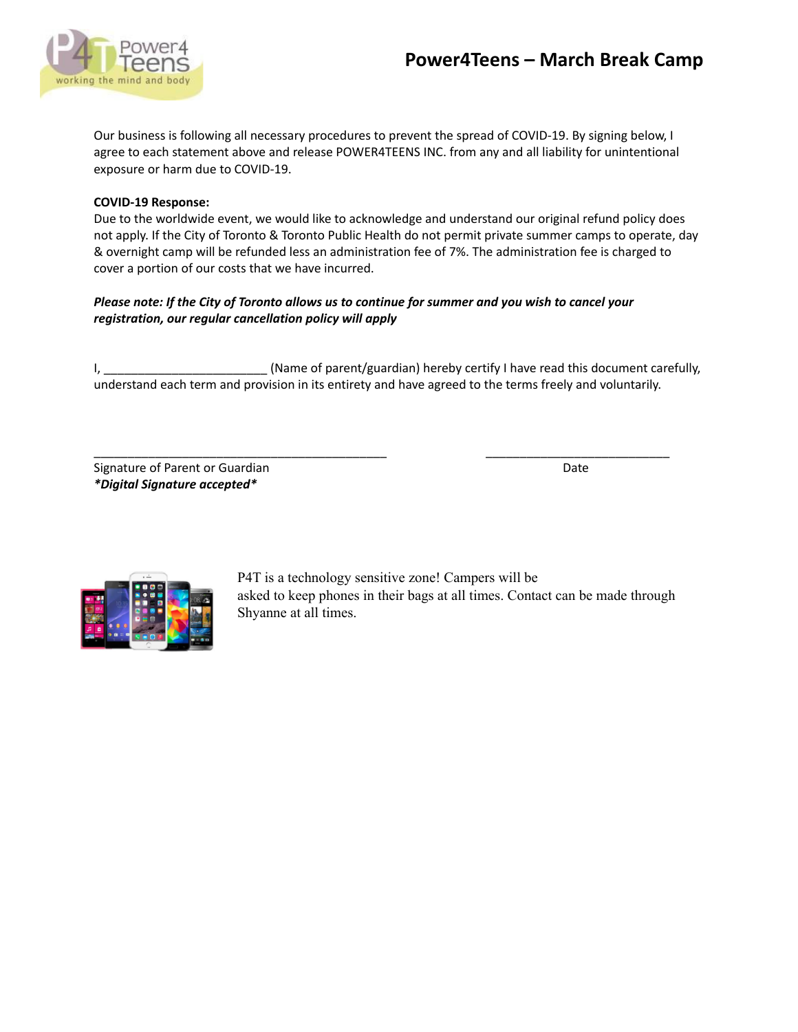# Power4Teens – March Break Camp

Our business is following all necessary procedures to prevent the spread of COVID-19. By signing below, I agree to each statement above and release POWER4TEENS INC. from any and all liability for unintentional exposure or harm due to COVID-19.

**COVID-19 Response:**
Due to the worldwide event, we would like to acknowledge and understand our original refund policy does not apply. If the City of Toronto & Toronto Public Health do not permit private summer camps to operate, day & overnight camp will be refunded less an administration fee of 7%. The administration fee is charged to cover a portion of our costs that we have incurred.

***Please note: If the City of Toronto allows us to continue for summer and you wish to cancel your registration, our regular cancellation policy will apply***

I, ________________________ (Name of parent/guardian) hereby certify I have read this document carefully, understand each term and provision in its entirety and have agreed to the terms freely and voluntarily.

_____________________________________________ ____________________________

Signature of Parent or Guardian Date

***Digital Signature accepted***

P4T is a technology sensitive zone! Campers will be asked to keep phones in their bags at all times. Contact can be made through Shyanne at all times.